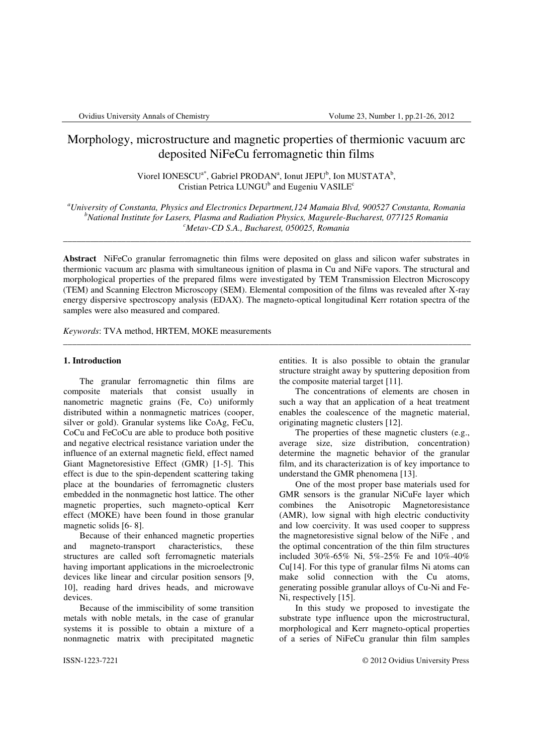# Morphology, microstructure and magnetic properties of thermionic vacuum arc deposited NiFeCu ferromagnetic thin films

Viorel IONESCU[a*], Gabriel PRODAN[a], Ionut JEPU[b], Ion MUSTATA[b], Cristian Petrica LUNGU[b] and Eugeniu VASILE[c]

[a]*University of Constanta, Physics and Electronics Department,124 Mamaia Blvd, 900527 Constanta, Romania*
[b]*National Institute for Lasers, Plasma and Radiation Physics, Magurele-Bucharest, 077125 Romania*
[c]*Metav-CD S.A., Bucharest, 050025, Romania*

---

**Abstract** NiFeCo granular ferromagnetic thin films were deposited on glass and silicon wafer substrates in thermionic vacuum arc plasma with simultaneous ignition of plasma in Cu and NiFe vapors. The structural and morphological properties of the prepared films were investigated by TEM Transmission Electron Microscopy (TEM) and Scanning Electron Microscopy (SEM). Elemental composition of the films was revealed after X-ray energy dispersive spectroscopy analysis (EDAX). The magneto-optical longitudinal Kerr rotation spectra of the samples were also measured and compared.

*Keywords*: TVA method, HRTEM, MOKE measurements

---

## 1. Introduction

The granular ferromagnetic thin films are composite materials that consist usually in nanometric magnetic grains (Fe, Co) uniformly distributed within a nonmagnetic matrices (cooper, silver or gold). Granular systems like CoAg, FeCu, CoCu and FeCoCu are able to produce both positive and negative electrical resistance variation under the influence of an external magnetic field, effect named Giant Magnetoresistive Effect (GMR) [1-5]. This effect is due to the spin-dependent scattering taking place at the boundaries of ferromagnetic clusters embedded in the nonmagnetic host lattice. The other magnetic properties, such magneto-optical Kerr effect (MOKE) have been found in those granular magnetic solids [6- 8].

Because of their enhanced magnetic properties and magneto-transport characteristics, these structures are called soft ferromagnetic materials having important applications in the microelectronic devices like linear and circular position sensors [9, 10], reading hard drives heads, and microwave devices.

Because of the immiscibility of some transition metals with noble metals, in the case of granular systems it is possible to obtain a mixture of a nonmagnetic matrix with precipitated magnetic entities. It is also possible to obtain the granular structure straight away by sputtering deposition from the composite material target [11].

The concentrations of elements are chosen in such a way that an application of a heat treatment enables the coalescence of the magnetic material, originating magnetic clusters [12].

The properties of these magnetic clusters (e.g., average size, size distribution, concentration) determine the magnetic behavior of the granular film, and its characterization is of key importance to understand the GMR phenomena [13].

One of the most proper base materials used for GMR sensors is the granular NiCuFe layer which combines the Anisotropic Magnetoresistance (AMR), low signal with high electric conductivity and low coercivity. It was used cooper to suppress the magnetoresistive signal below of the NiFe , and the optimal concentration of the thin film structures included 30%-65% Ni, 5%-25% Fe and 10%-40% Cu[14]. For this type of granular films Ni atoms can make solid connection with the Cu atoms, generating possible granular alloys of Cu-Ni and Fe-Ni, respectively [15].

In this study we proposed to investigate the substrate type influence upon the microstructural, morphological and Kerr magneto-optical properties of a series of NiFeCu granular thin film samples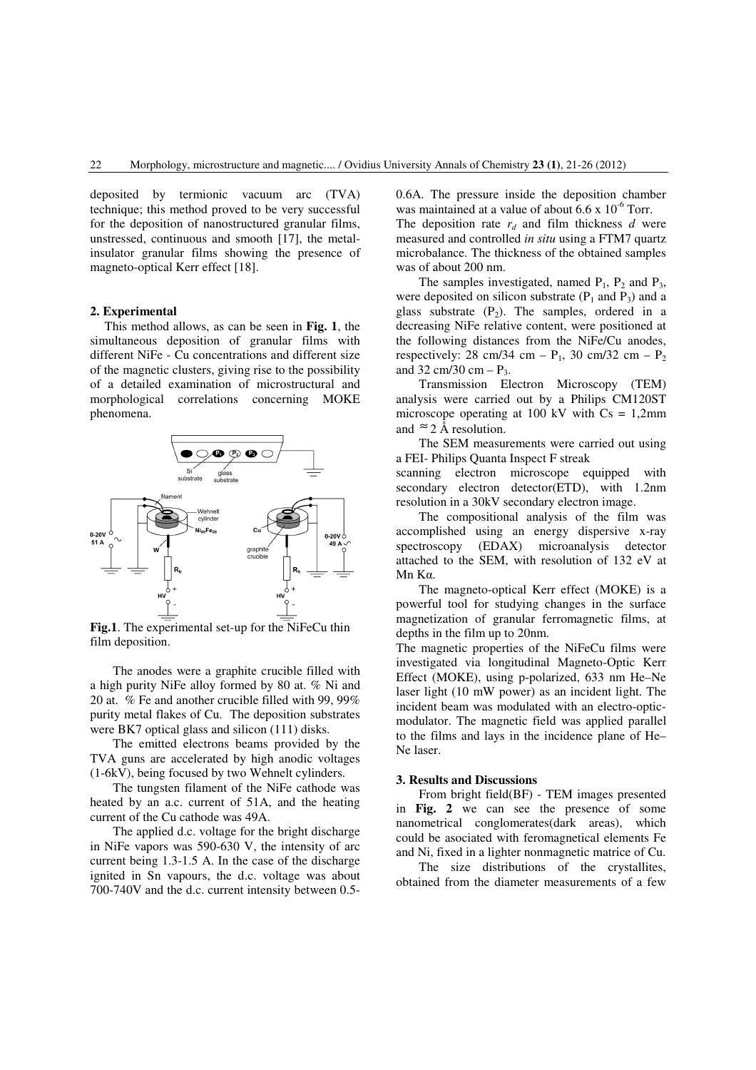deposited by termionic vacuum arc (TVA) technique; this method proved to be very successful for the deposition of nanostructured granular films, unstressed, continuous and smooth [17], the metal-insulator granular films showing the presence of magneto-optical Kerr effect [18].

## 2. Experimental

This method allows, as can be seen in **Fig. 1**, the simultaneous deposition of granular films with different NiFe - Cu concentrations and different size of the magnetic clusters, giving rise to the possibility of a detailed examination of microstructural and morphological correlations concerning MOKE phenomena.

**Fig.1**. The experimental set-up for the NiFeCu thin film deposition.

The anodes were a graphite crucible filled with a high purity NiFe alloy formed by 80 at. % Ni and 20 at. % Fe and another crucible filled with 99, 99% purity metal flakes of Cu. The deposition substrates were BK7 optical glass and silicon (111) disks.

The emitted electrons beams provided by the TVA guns are accelerated by high anodic voltages (1-6kV), being focused by two Wehnelt cylinders.

The tungsten filament of the NiFe cathode was heated by an a.c. current of 51A, and the heating current of the Cu cathode was 49A.

The applied d.c. voltage for the bright discharge in NiFe vapors was 590-630 V, the intensity of arc current being 1.3-1.5 A. In the case of the discharge ignited in Sn vapours, the d.c. voltage was about 700-740V and the d.c. current intensity between 0.5-0.6A. The pressure inside the deposition chamber was maintained at a value of about $6.6 \times 10^{-6}$ Torr.

The deposition rate $r_d$ and film thickness $d$ were measured and controlled *in situ* using a FTM7 quartz microbalance. The thickness of the obtained samples was of about 200 nm.

The samples investigated, named $P_1$, $P_2$ and $P_3$, were deposited on silicon substrate ($P_1$ and $P_3$) and a glass substrate ($P_2$). The samples, ordered in a decreasing NiFe relative content, were positioned at the following distances from the NiFe/Cu anodes, respectively: 28 cm/34 cm – $P_1$, 30 cm/32 cm – $P_2$ and 32 cm/30 cm – $P_3$.

Transmission Electron Microscopy (TEM) analysis were carried out by a Philips CM120ST microscope operating at 100 kV with Cs = 1,2mm and ≈ 2 Å resolution.

The SEM measurements were carried out using a FEI- Philips Quanta Inspect F streak scanning electron microscope equipped with secondary electron detector(ETD), with 1.2nm resolution in a 30kV secondary electron image.

The compositional analysis of the film was accomplished using an energy dispersive x-ray spectroscopy (EDAX) microanalysis detector attached to the SEM, with resolution of 132 eV at Mn Kα.

The magneto-optical Kerr effect (MOKE) is a powerful tool for studying changes in the surface magnetization of granular ferromagnetic films, at depths in the film up to 20nm.

The magnetic properties of the NiFeCu films were investigated via longitudinal Magneto-Optic Kerr Effect (MOKE), using p-polarized, 633 nm He–Ne laser light (10 mW power) as an incident light. The incident beam was modulated with an electro-optic-modulator. The magnetic field was applied parallel to the films and lays in the incidence plane of He–Ne laser.

## 3. Results and Discussions

From bright field(BF) - TEM images presented in **Fig. 2** we can see the presence of some nanometrical conglomerates(dark areas), which could be asociated with feromagnetical elements Fe and Ni, fixed in a lighter nonmagnetic matrice of Cu.

The size distributions of the crystallites, obtained from the diameter measurements of a few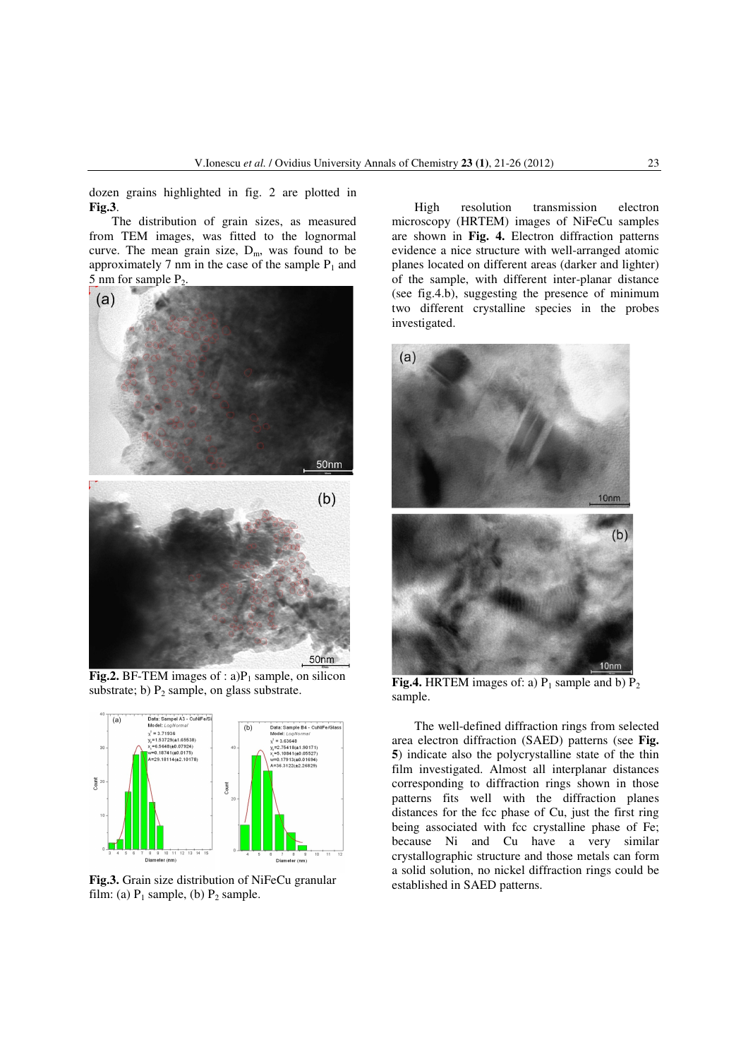dozen grains highlighted in fig. 2 are plotted in **Fig.3**.

The distribution of grain sizes, as measured from TEM images, was fitted to the lognormal curve. The mean grain size, $D_m$, was found to be approximately 7 nm in the case of the sample $P_1$ and 5 nm for sample $P_2$.

**Fig.2.** BF-TEM images of : a)$P_1$ sample, on silicon substrate; b) $P_2$ sample, on glass substrate.

**Fig.3.** Grain size distribution of NiFeCu granular film: (a) $P_1$ sample, (b) $P_2$ sample.

High resolution transmission electron microscopy (HRTEM) images of NiFeCu samples are shown in **Fig. 4.** Electron diffraction patterns evidence a nice structure with well-arranged atomic planes located on different areas (darker and lighter) of the sample, with different inter-planar distance (see fig.4.b), suggesting the presence of minimum two different crystalline species in the probes investigated.

**Fig.4.** HRTEM images of: a) $P_1$ sample and b) $P_2$ sample.

The well-defined diffraction rings from selected area electron diffraction (SAED) patterns (see **Fig. 5**) indicate also the polycrystalline state of the thin film investigated. Almost all interplanar distances corresponding to diffraction rings shown in those patterns fits well with the diffraction planes distances for the fcc phase of Cu, just the first ring being associated with fcc crystalline phase of Fe; because Ni and Cu have a very similar crystallographic structure and those metals can form a solid solution, no nickel diffraction rings could be established in SAED patterns.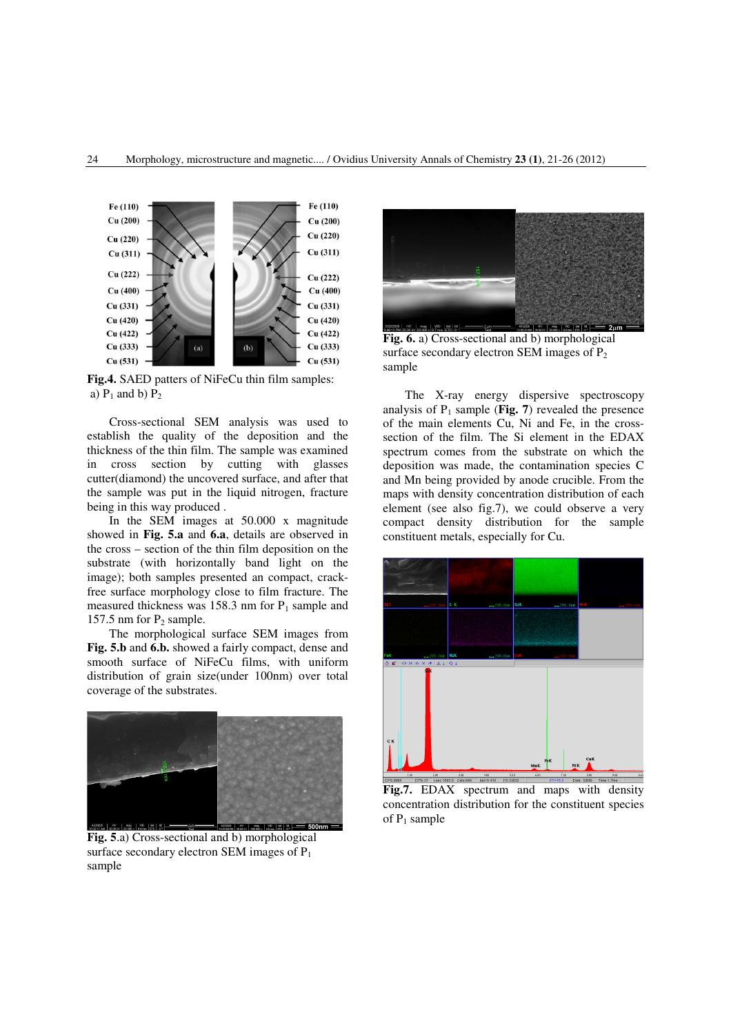Fig.4. SAED patterns of NiFeCu thin film samples: a) $P_1$ and b) $P_2$

Cross-sectional SEM analysis was used to establish the quality of the deposition and the thickness of the thin film. The sample was examined in cross section by cutting with glasses cutter(diamond) the uncovered surface, and after that the sample was put in the liquid nitrogen, fracture being in this way produced .

In the SEM images at 50.000 x magnitude showed in **Fig. 5.a** and **6.a**, details are observed in the cross – section of the thin film deposition on the substrate (with horizontally band light on the image); both samples presented an compact, crack-free surface morphology close to film fracture. The measured thickness was 158.3 nm for $P_1$ sample and 157.5 nm for $P_2$ sample.

The morphological surface SEM images from **Fig. 5.b** and **6.b.** showed a fairly compact, dense and smooth surface of NiFeCu films, with uniform distribution of grain size(under 100nm) over total coverage of the substrates.

**Fig. 5.**a) Cross-sectional and b) morphological surface secondary electron SEM images of $P_1$ sample

**Fig. 6.** a) Cross-sectional and b) morphological surface secondary electron SEM images of $P_2$ sample

The X-ray energy dispersive spectroscopy analysis of $P_1$ sample (**Fig. 7**) revealed the presence of the main elements Cu, Ni and Fe, in the cross-section of the film. The Si element in the EDAX spectrum comes from the substrate on which the deposition was made, the contamination species C and Mn being provided by anode crucible. From the maps with density concentration distribution of each element (see also fig.7), we could observe a very compact density distribution for the sample constituent metals, especially for Cu.

**Fig.7.** EDAX spectrum and maps with density concentration distribution for the constituent species of $P_1$ sample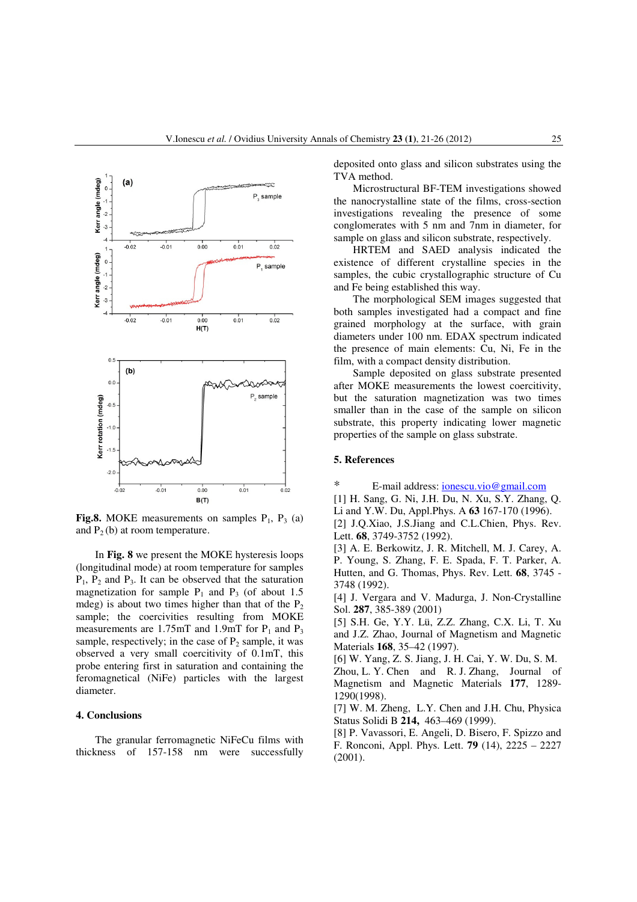**Fig.8.** MOKE measurements on samples $P_1$, $P_3$ (a) and $P_2$ (b) at room temperature.

In **Fig. 8** we present the MOKE hysteresis loops (longitudinal mode) at room temperature for samples $P_1$, $P_2$ and $P_3$. It can be observed that the saturation magnetization for sample $P_1$ and $P_3$ (of about 1.5 mdeg) is about two times higher than that of the $P_2$ sample; the coercivities resulting from MOKE measurements are 1.75mT and 1.9mT for $P_1$ and $P_3$ sample, respectively; in the case of $P_2$ sample, it was observed a very small coercitivity of 0.1mT, this probe entering first in saturation and containing the feromagnetical (NiFe) particles with the largest diameter.

## 4. Conclusions

The granular ferromagnetic NiFeCu films with thickness of 157-158 nm were successfully deposited onto glass and silicon substrates using the TVA method.

Microstructural BF-TEM investigations showed the nanocrystalline state of the films, cross-section investigations revealing the presence of some conglomerates with 5 nm and 7nm in diameter, for sample on glass and silicon substrate, respectively.

HRTEM and SAED analysis indicated the existence of different crystalline species in the samples, the cubic crystallographic structure of Cu and Fe being established this way.

The morphological SEM images suggested that both samples investigated had a compact and fine grained morphology at the surface, with grain diameters under 100 nm. EDAX spectrum indicated the presence of main elements: Cu, Ni, Fe in the film, with a compact density distribution.

Sample deposited on glass substrate presented after MOKE measurements the lowest coercitivity, but the saturation magnetization was two times smaller than in the case of the sample on silicon substrate, this property indicating lower magnetic properties of the sample on glass substrate.

## 5. References

\* E-mail address: ionescu.vio@gmail.com

[1] H. Sang, G. Ni, J.H. Du, N. Xu, S.Y. Zhang, Q. Li and Y.W. Du, Appl.Phys. A **63** 167-170 (1996).

[2] J.Q.Xiao, J.S.Jiang and C.L.Chien, Phys. Rev. Lett. **68**, 3749-3752 (1992).

[3] A. E. Berkowitz, J. R. Mitchell, M. J. Carey, A. P. Young, S. Zhang, F. E. Spada, F. T. Parker, A. Hutten, and G. Thomas, Phys. Rev. Lett. **68**, 3745 - 3748 (1992).

[4] J. Vergara and V. Madurga, J. Non-Crystalline Sol. **287**, 385-389 (2001)

[5] S.H. Ge, Y.Y. Lü, Z.Z. Zhang, C.X. Li, T. Xu and J.Z. Zhao, Journal of Magnetism and Magnetic Materials **168**, 35–42 (1997).

[6] W. Yang, Z. S. Jiang, J. H. Cai, Y. W. Du, S. M. Zhou, L. Y. Chen and R. J. Zhang, Journal of Magnetism and Magnetic Materials **177**, 1289-1290(1998).

[7] W. M. Zheng, L.Y. Chen and J.H. Chu, Physica Status Solidi B **214,** 463–469 (1999).

[8] P. Vavassori, E. Angeli, D. Bisero, F. Spizzo and F. Ronconi, Appl. Phys. Lett. **79** (14), 2225 – 2227 (2001).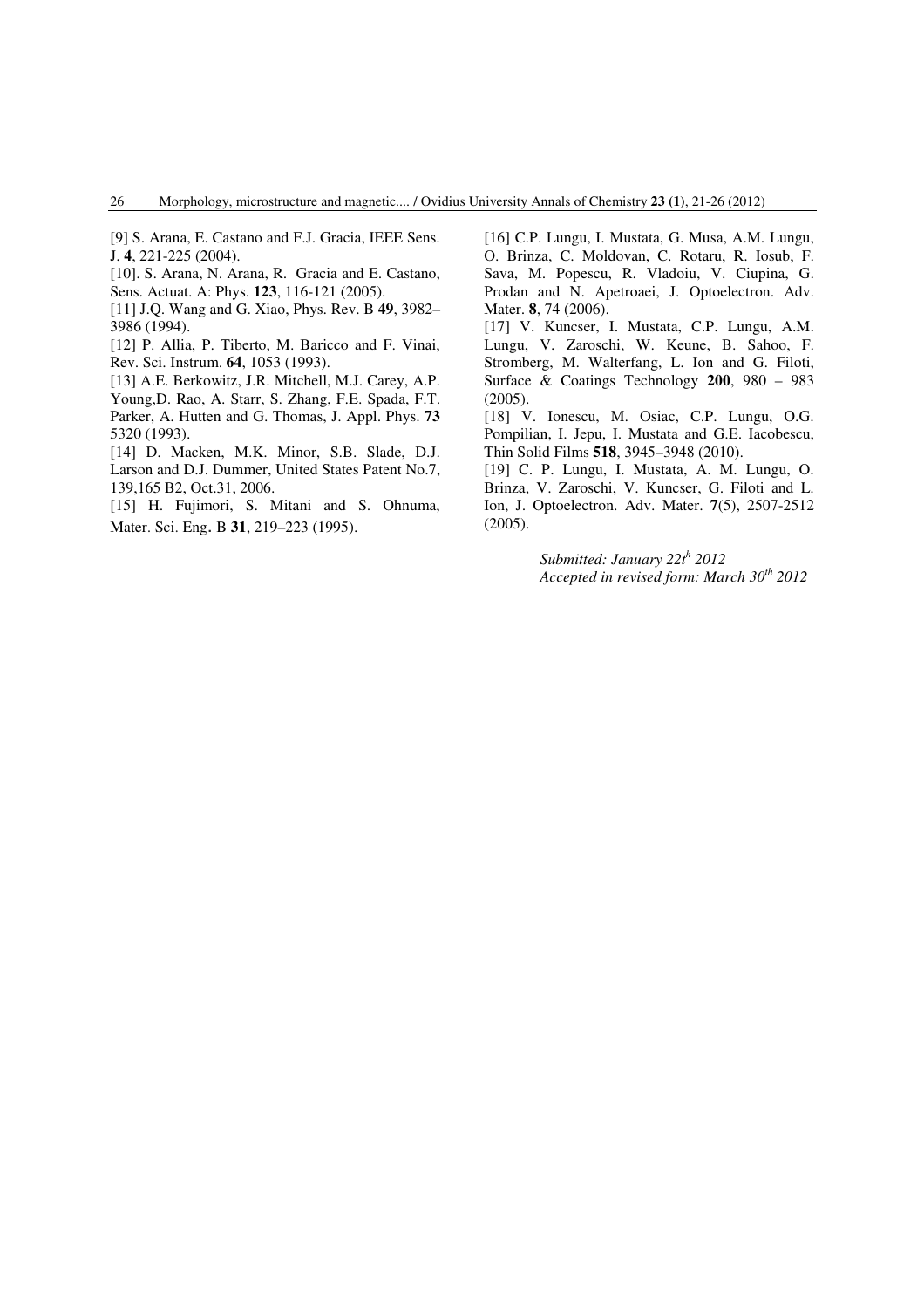[9] S. Arana, E. Castano and F.J. Gracia, IEEE Sens. J. **4**, 221-225 (2004).

[10]. S. Arana, N. Arana, R. Gracia and E. Castano, Sens. Actuat. A: Phys. **123**, 116-121 (2005).

[11] J.Q. Wang and G. Xiao, Phys. Rev. B **49**, 3982–3986 (1994).

[12] P. Allia, P. Tiberto, M. Baricco and F. Vinai, Rev. Sci. Instrum. **64**, 1053 (1993).

[13] A.E. Berkowitz, J.R. Mitchell, M.J. Carey, A.P. Young,D. Rao, A. Starr, S. Zhang, F.E. Spada, F.T. Parker, A. Hutten and G. Thomas, J. Appl. Phys. **73** 5320 (1993).

[14] D. Macken, M.K. Minor, S.B. Slade, D.J. Larson and D.J. Dummer, United States Patent No.7, 139,165 B2, Oct.31, 2006.

[15] H. Fujimori, S. Mitani and S. Ohnuma, Mater. Sci. Eng. B **31**, 219–223 (1995).

[16] C.P. Lungu, I. Mustata, G. Musa, A.M. Lungu, O. Brinza, C. Moldovan, C. Rotaru, R. Iosub, F. Sava, M. Popescu, R. Vladoiu, V. Ciupina, G. Prodan and N. Apetroaei, J. Optoelectron. Adv. Mater. **8**, 74 (2006).

[17] V. Kuncser, I. Mustata, C.P. Lungu, A.M. Lungu, V. Zaroschi, W. Keune, B. Sahoo, F. Stromberg, M. Walterfang, L. Ion and G. Filoti, Surface & Coatings Technology **200**, 980 – 983 (2005).

[18] V. Ionescu, M. Osiac, C.P. Lungu, O.G. Pompilian, I. Jepu, I. Mustata and G.E. Iacobescu, Thin Solid Films **518**, 3945–3948 (2010).

[19] C. P. Lungu, I. Mustata, A. M. Lungu, O. Brinza, V. Zaroschi, V. Kuncser, G. Filoti and L. Ion, J. Optoelectron. Adv. Mater. **7**(5), 2507-2512 (2005).

*Submitted: January 22t^h 2012*
*Accepted in revised form: March 30^th 2012*